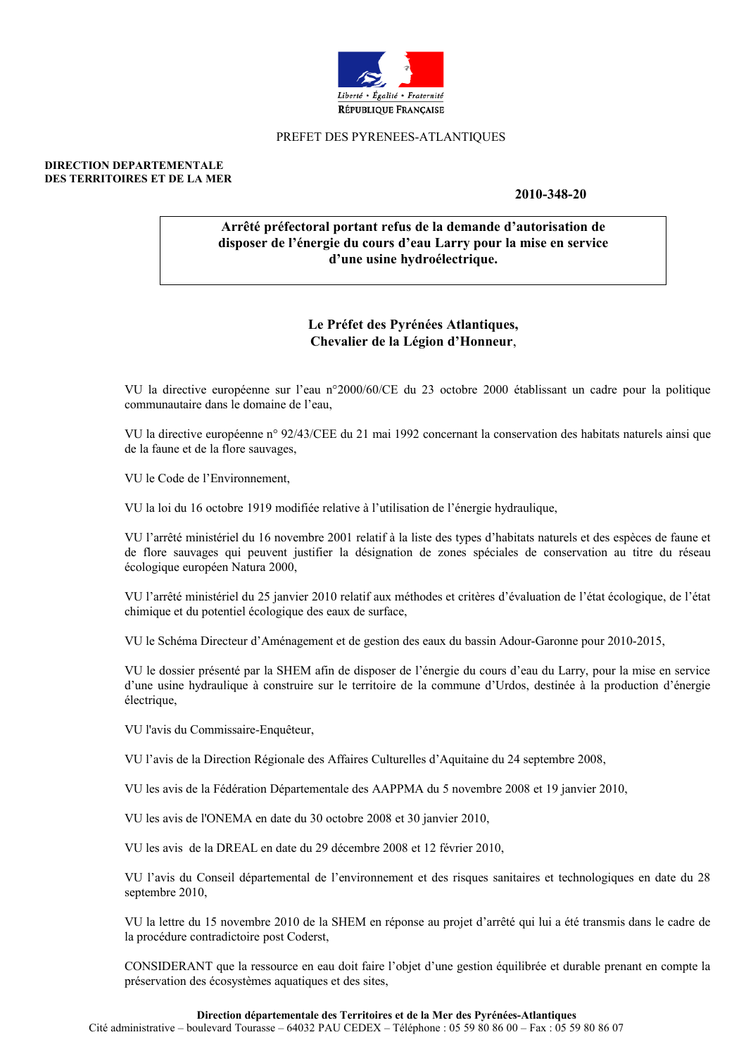Liberté • Égalité • Fraternité
RÉPUBLIQUE FRANÇAISE

PREFET DES PYRENEES-ATLANTIQUES

**DIRECTION DEPARTEMENTALE**
**DES TERRITOIRES ET DE LA MER**

**2010-348-20**

**Arrêté préfectoral portant refus de la demande d'autorisation de disposer de l'énergie du cours d'eau Larry pour la mise en service d'une usine hydroélectrique.**

**Le Préfet des Pyrénées Atlantiques,**
**Chevalier de la Légion d'Honneur**,

VU la directive européenne sur l'eau n°2000/60/CE du 23 octobre 2000 établissant un cadre pour la politique communautaire dans le domaine de l'eau,

VU la directive européenne n° 92/43/CEE du 21 mai 1992 concernant la conservation des habitats naturels ainsi que de la faune et de la flore sauvages,

VU le Code de l'Environnement,

VU la loi du 16 octobre 1919 modifiée relative à l'utilisation de l'énergie hydraulique,

VU l'arrêté ministériel du 16 novembre 2001 relatif à la liste des types d'habitats naturels et des espèces de faune et de flore sauvages qui peuvent justifier la désignation de zones spéciales de conservation au titre du réseau écologique européen Natura 2000,

VU l'arrêté ministériel du 25 janvier 2010 relatif aux méthodes et critères d'évaluation de l'état écologique, de l'état chimique et du potentiel écologique des eaux de surface,

VU le Schéma Directeur d'Aménagement et de gestion des eaux du bassin Adour-Garonne pour 2010-2015,

VU le dossier présenté par la SHEM afin de disposer de l'énergie du cours d'eau du Larry, pour la mise en service d'une usine hydraulique à construire sur le territoire de la commune d'Urdos, destinée à la production d'énergie électrique,

VU l'avis du Commissaire-Enquêteur,

VU l'avis de la Direction Régionale des Affaires Culturelles d'Aquitaine du 24 septembre 2008,

VU les avis de la Fédération Départementale des AAPPMA du 5 novembre 2008 et 19 janvier 2010,

VU les avis de l'ONEMA en date du 30 octobre 2008 et 30 janvier 2010,

VU les avis de la DREAL en date du 29 décembre 2008 et 12 février 2010,

VU l'avis du Conseil départemental de l'environnement et des risques sanitaires et technologiques en date du 28 septembre 2010,

VU la lettre du 15 novembre 2010 de la SHEM en réponse au projet d'arrêté qui lui a été transmis dans le cadre de la procédure contradictoire post Coderst,

CONSIDERANT que la ressource en eau doit faire l'objet d'une gestion équilibrée et durable prenant en compte la préservation des écosystèmes aquatiques et des sites,

**Direction départementale des Territoires et de la Mer des Pyrénées-Atlantiques**
Cité administrative – boulevard Tourasse – 64032 PAU CEDEX – Téléphone : 05 59 80 86 00 – Fax : 05 59 80 86 07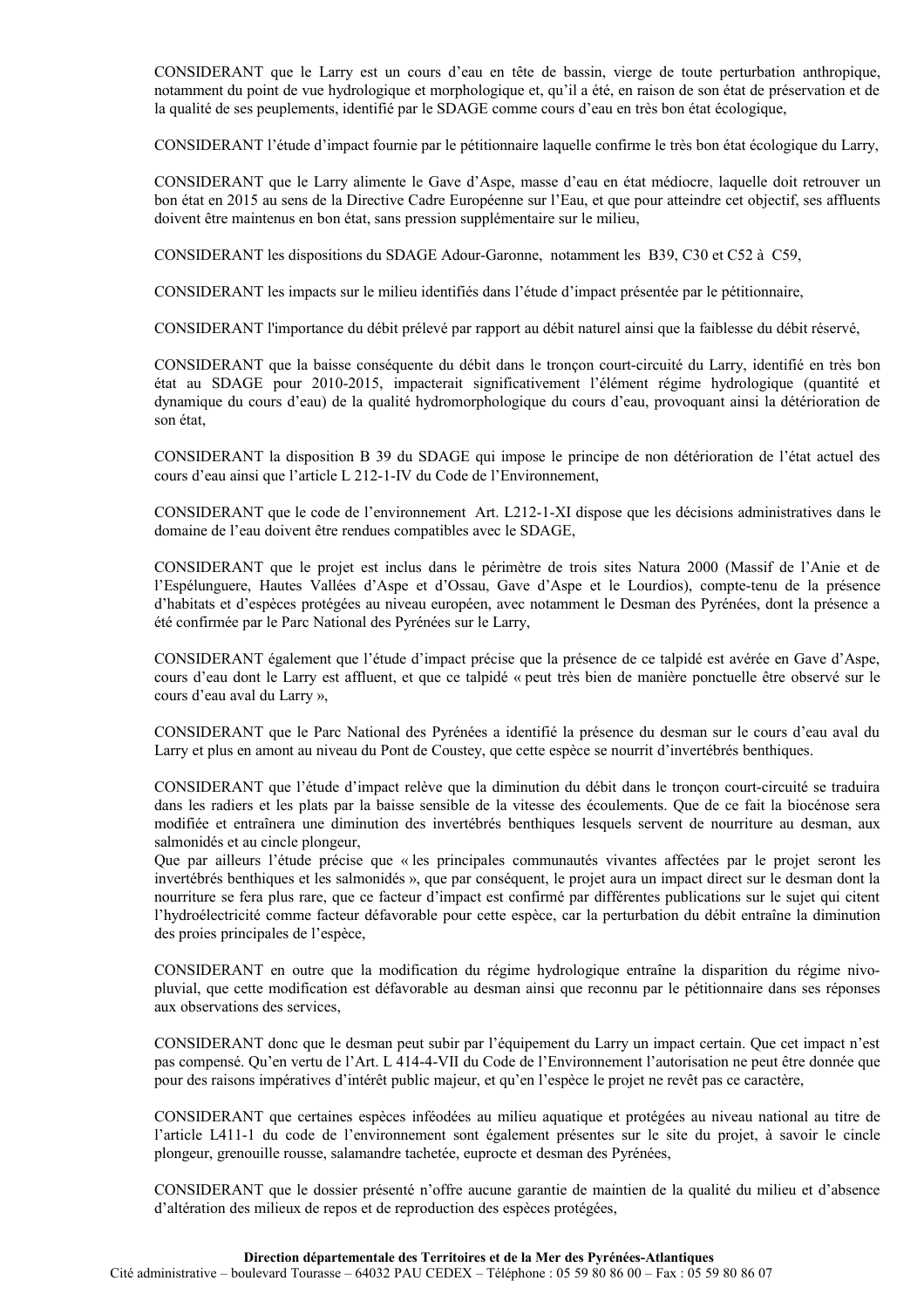CONSIDERANT que le Larry est un cours d'eau en tête de bassin, vierge de toute perturbation anthropique, notamment du point de vue hydrologique et morphologique et, qu'il a été, en raison de son état de préservation et de la qualité de ses peuplements, identifié par le SDAGE comme cours d'eau en très bon état écologique,

CONSIDERANT l'étude d'impact fournie par le pétitionnaire laquelle confirme le très bon état écologique du Larry,

CONSIDERANT que le Larry alimente le Gave d'Aspe, masse d'eau en état médiocre, laquelle doit retrouver un bon état en 2015 au sens de la Directive Cadre Européenne sur l'Eau, et que pour atteindre cet objectif, ses affluents doivent être maintenus en bon état, sans pression supplémentaire sur le milieu,

CONSIDERANT les dispositions du SDAGE Adour-Garonne, notamment les B39, C30 et C52 à C59,

CONSIDERANT les impacts sur le milieu identifiés dans l'étude d'impact présentée par le pétitionnaire,

CONSIDERANT l'importance du débit prélevé par rapport au débit naturel ainsi que la faiblesse du débit réservé,

CONSIDERANT que la baisse conséquente du débit dans le tronçon court-circuité du Larry, identifié en très bon état au SDAGE pour 2010-2015, impacterait significativement l'élément régime hydrologique (quantité et dynamique du cours d'eau) de la qualité hydromorphologique du cours d'eau, provoquant ainsi la détérioration de son état,

CONSIDERANT la disposition B 39 du SDAGE qui impose le principe de non détérioration de l'état actuel des cours d'eau ainsi que l'article L 212-1-IV du Code de l'Environnement,

CONSIDERANT que le code de l'environnement Art. L212-1-XI dispose que les décisions administratives dans le domaine de l'eau doivent être rendues compatibles avec le SDAGE,

CONSIDERANT que le projet est inclus dans le périmètre de trois sites Natura 2000 (Massif de l'Anie et de l'Espélunguere, Hautes Vallées d'Aspe et d'Ossau, Gave d'Aspe et le Lourdios), compte-tenu de la présence d'habitats et d'espèces protégées au niveau européen, avec notamment le Desman des Pyrénées, dont la présence a été confirmée par le Parc National des Pyrénées sur le Larry,

CONSIDERANT également que l'étude d'impact précise que la présence de ce talpidé est avérée en Gave d'Aspe, cours d'eau dont le Larry est affluent, et que ce talpidé « peut très bien de manière ponctuelle être observé sur le cours d'eau aval du Larry »,

CONSIDERANT que le Parc National des Pyrénées a identifié la présence du desman sur le cours d'eau aval du Larry et plus en amont au niveau du Pont de Coustey, que cette espèce se nourrit d'invertébrés benthiques.

CONSIDERANT que l'étude d'impact relève que la diminution du débit dans le tronçon court-circuité se traduira dans les radiers et les plats par la baisse sensible de la vitesse des écoulements. Que de ce fait la biocénose sera modifiée et entraînera une diminution des invertébrés benthiques lesquels servent de nourriture au desman, aux salmonidés et au cincle plongeur,
Que par ailleurs l'étude précise que « les principales communautés vivantes affectées par le projet seront les invertébrés benthiques et les salmonidés », que par conséquent, le projet aura un impact direct sur le desman dont la nourriture se fera plus rare, que ce facteur d'impact est confirmé par différentes publications sur le sujet qui citent l'hydroélectricité comme facteur défavorable pour cette espèce, car la perturbation du débit entraîne la diminution des proies principales de l'espèce,

CONSIDERANT en outre que la modification du régime hydrologique entraîne la disparition du régime nivo-pluvial, que cette modification est défavorable au desman ainsi que reconnu par le pétitionnaire dans ses réponses aux observations des services,

CONSIDERANT donc que le desman peut subir par l'équipement du Larry un impact certain. Que cet impact n'est pas compensé. Qu'en vertu de l'Art. L 414-4-VII du Code de l'Environnement l'autorisation ne peut être donnée que pour des raisons impératives d'intérêt public majeur, et qu'en l'espèce le projet ne revêt pas ce caractère,

CONSIDERANT que certaines espèces inféodées au milieu aquatique et protégées au niveau national au titre de l'article L411-1 du code de l'environnement sont également présentes sur le site du projet, à savoir le cincle plongeur, grenouille rousse, salamandre tachetée, euprocte et desman des Pyrénées,

CONSIDERANT que le dossier présenté n'offre aucune garantie de maintien de la qualité du milieu et d'absence d'altération des milieux de repos et de reproduction des espèces protégées,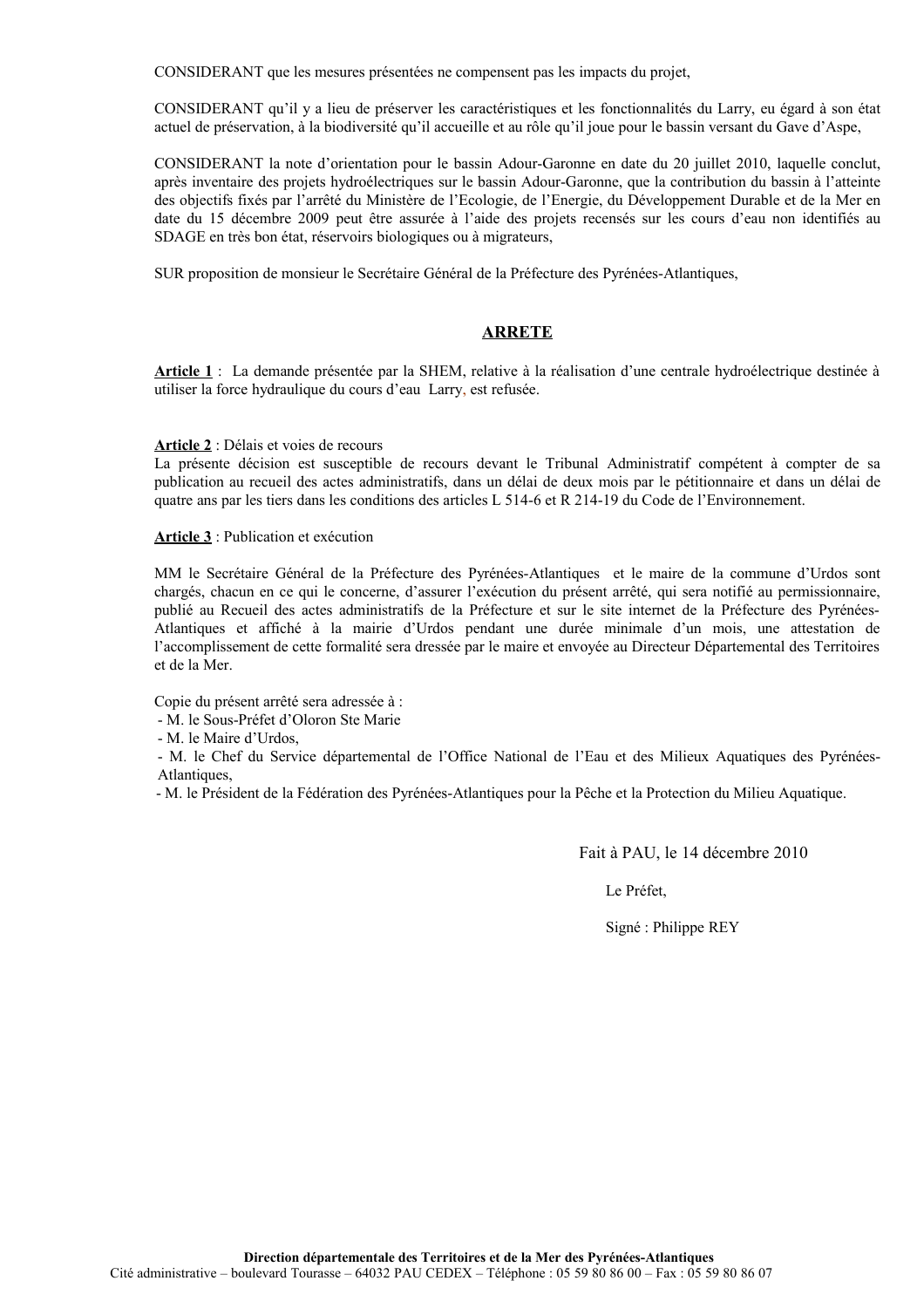CONSIDERANT que les mesures présentées ne compensent pas les impacts du projet,

CONSIDERANT qu'il y a lieu de préserver les caractéristiques et les fonctionnalités du Larry, eu égard à son état actuel de préservation, à la biodiversité qu'il accueille et au rôle qu'il joue pour le bassin versant du Gave d'Aspe,

CONSIDERANT la note d'orientation pour le bassin Adour-Garonne en date du 20 juillet 2010, laquelle conclut, après inventaire des projets hydroélectriques sur le bassin Adour-Garonne, que la contribution du bassin à l'atteinte des objectifs fixés par l'arrêté du Ministère de l'Ecologie, de l'Energie, du Développement Durable et de la Mer en date du 15 décembre 2009 peut être assurée à l'aide des projets recensés sur les cours d'eau non identifiés au SDAGE en très bon état, réservoirs biologiques ou à migrateurs,

SUR proposition de monsieur le Secrétaire Général de la Préfecture des Pyrénées-Atlantiques,

## ARRETE

**Article 1** : La demande présentée par la SHEM, relative à la réalisation d'une centrale hydroélectrique destinée à utiliser la force hydraulique du cours d'eau Larry, est refusée.

**Article 2** : Délais et voies de recours

La présente décision est susceptible de recours devant le Tribunal Administratif compétent à compter de sa publication au recueil des actes administratifs, dans un délai de deux mois par le pétitionnaire et dans un délai de quatre ans par les tiers dans les conditions des articles L 514-6 et R 214-19 du Code de l'Environnement.

**Article 3** : Publication et exécution

MM le Secrétaire Général de la Préfecture des Pyrénées-Atlantiques et le maire de la commune d'Urdos sont chargés, chacun en ce qui le concerne, d'assurer l'exécution du présent arrêté, qui sera notifié au permissionnaire, publié au Recueil des actes administratifs de la Préfecture et sur le site internet de la Préfecture des Pyrénées-Atlantiques et affiché à la mairie d'Urdos pendant une durée minimale d'un mois, une attestation de l'accomplissement de cette formalité sera dressée par le maire et envoyée au Directeur Départemental des Territoires et de la Mer.

Copie du présent arrêté sera adressée à :

- M. le Sous-Préfet d'Oloron Ste Marie
- M. le Maire d'Urdos,
- M. le Chef du Service départemental de l'Office National de l'Eau et des Milieux Aquatiques des Pyrénées-Atlantiques,
- M. le Président de la Fédération des Pyrénées-Atlantiques pour la Pêche et la Protection du Milieu Aquatique.

Fait à PAU, le 14 décembre 2010

Le Préfet,

Signé : Philippe REY